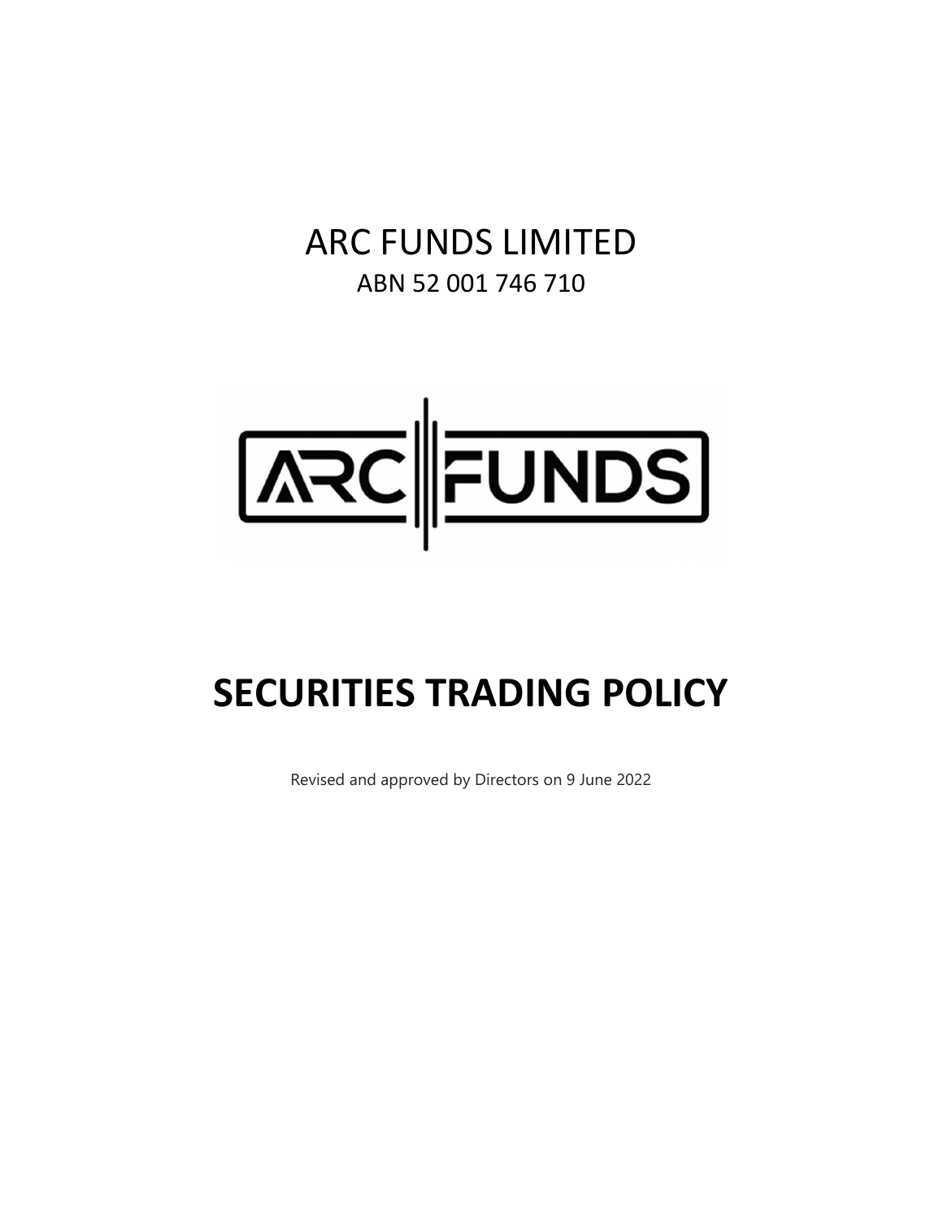ARC FUNDS LIMITED

ABN 52 001 746 710

# SECURITIES TRADING POLICY

Revised and approved by Directors on 9 June 2022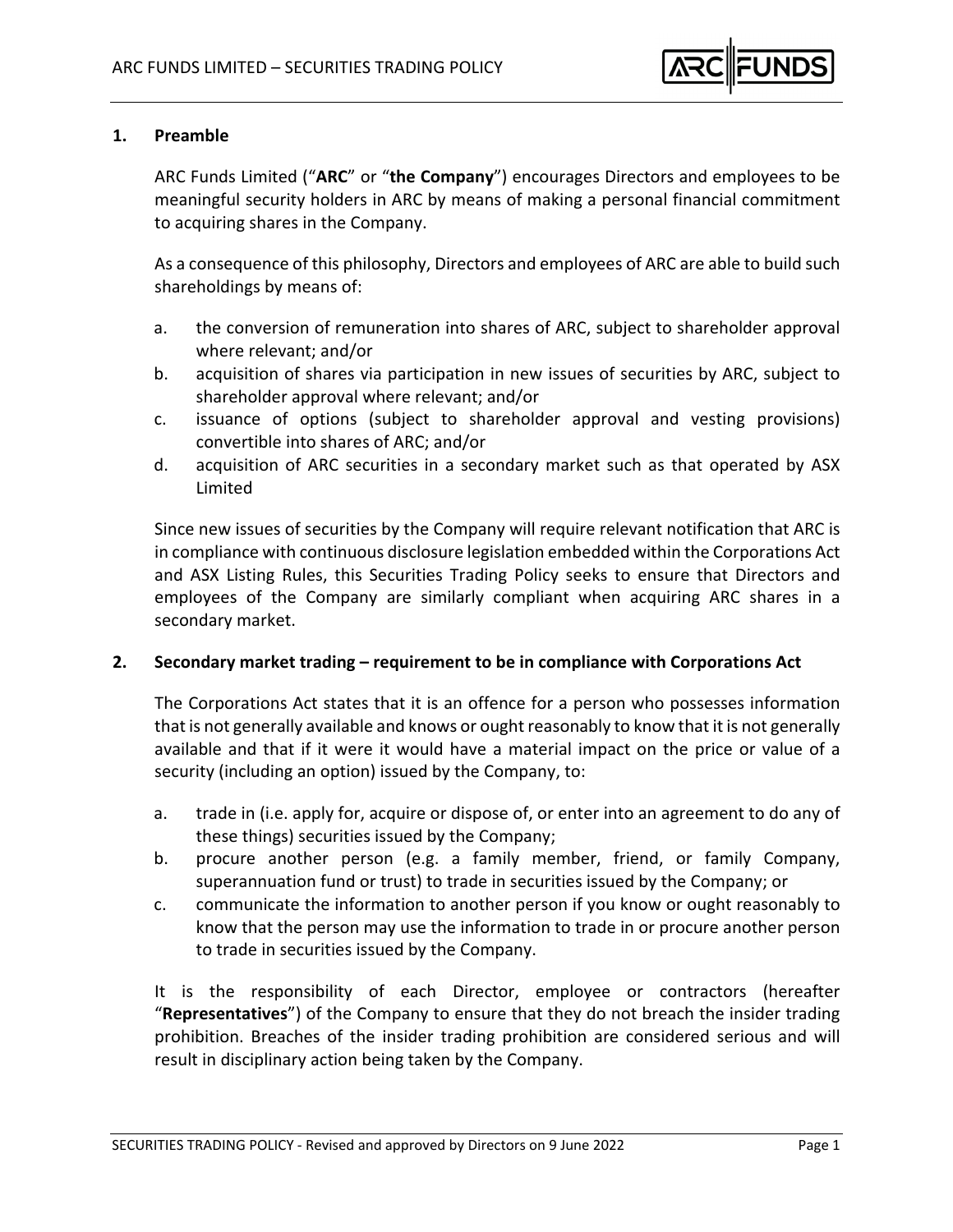## 1. Preamble

ARC Funds Limited ("**ARC**" or "**the Company**") encourages Directors and employees to be meaningful security holders in ARC by means of making a personal financial commitment to acquiring shares in the Company.

As a consequence of this philosophy, Directors and employees of ARC are able to build such shareholdings by means of:

a. the conversion of remuneration into shares of ARC, subject to shareholder approval where relevant; and/or
b. acquisition of shares via participation in new issues of securities by ARC, subject to shareholder approval where relevant; and/or
c. issuance of options (subject to shareholder approval and vesting provisions) convertible into shares of ARC; and/or
d. acquisition of ARC securities in a secondary market such as that operated by ASX Limited

Since new issues of securities by the Company will require relevant notification that ARC is in compliance with continuous disclosure legislation embedded within the Corporations Act and ASX Listing Rules, this Securities Trading Policy seeks to ensure that Directors and employees of the Company are similarly compliant when acquiring ARC shares in a secondary market.

## 2. Secondary market trading – requirement to be in compliance with Corporations Act

The Corporations Act states that it is an offence for a person who possesses information that is not generally available and knows or ought reasonably to know that it is not generally available and that if it were it would have a material impact on the price or value of a security (including an option) issued by the Company, to:

a. trade in (i.e. apply for, acquire or dispose of, or enter into an agreement to do any of these things) securities issued by the Company;
b. procure another person (e.g. a family member, friend, or family Company, superannuation fund or trust) to trade in securities issued by the Company; or
c. communicate the information to another person if you know or ought reasonably to know that the person may use the information to trade in or procure another person to trade in securities issued by the Company.

It is the responsibility of each Director, employee or contractors (hereafter "**Representatives**") of the Company to ensure that they do not breach the insider trading prohibition. Breaches of the insider trading prohibition are considered serious and will result in disciplinary action being taken by the Company.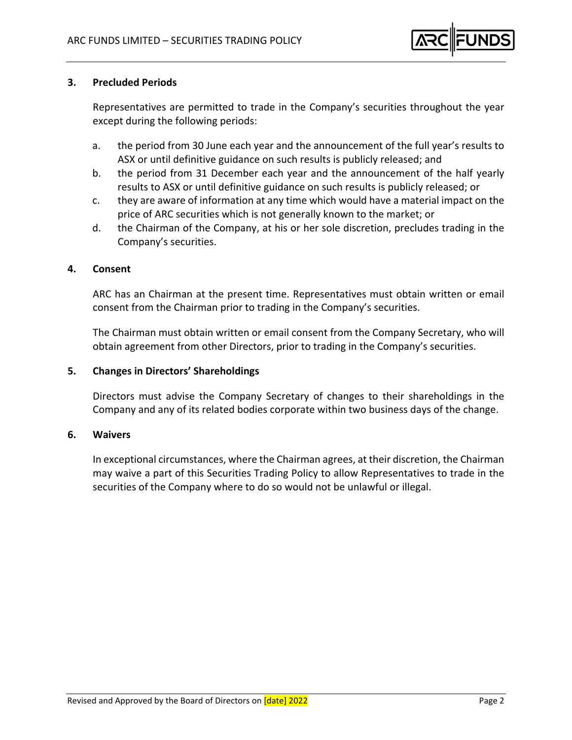**3. Precluded Periods**

Representatives are permitted to trade in the Company's securities throughout the year except during the following periods:

a. the period from 30 June each year and the announcement of the full year's results to ASX or until definitive guidance on such results is publicly released; and
b. the period from 31 December each year and the announcement of the half yearly results to ASX or until definitive guidance on such results is publicly released; or
c. they are aware of information at any time which would have a material impact on the price of ARC securities which is not generally known to the market; or
d. the Chairman of the Company, at his or her sole discretion, precludes trading in the Company's securities.

**4. Consent**

ARC has an Chairman at the present time. Representatives must obtain written or email consent from the Chairman prior to trading in the Company's securities.

The Chairman must obtain written or email consent from the Company Secretary, who will obtain agreement from other Directors, prior to trading in the Company's securities.

**5. Changes in Directors' Shareholdings**

Directors must advise the Company Secretary of changes to their shareholdings in the Company and any of its related bodies corporate within two business days of the change.

**6. Waivers**

In exceptional circumstances, where the Chairman agrees, at their discretion, the Chairman may waive a part of this Securities Trading Policy to allow Representatives to trade in the securities of the Company where to do so would not be unlawful or illegal.